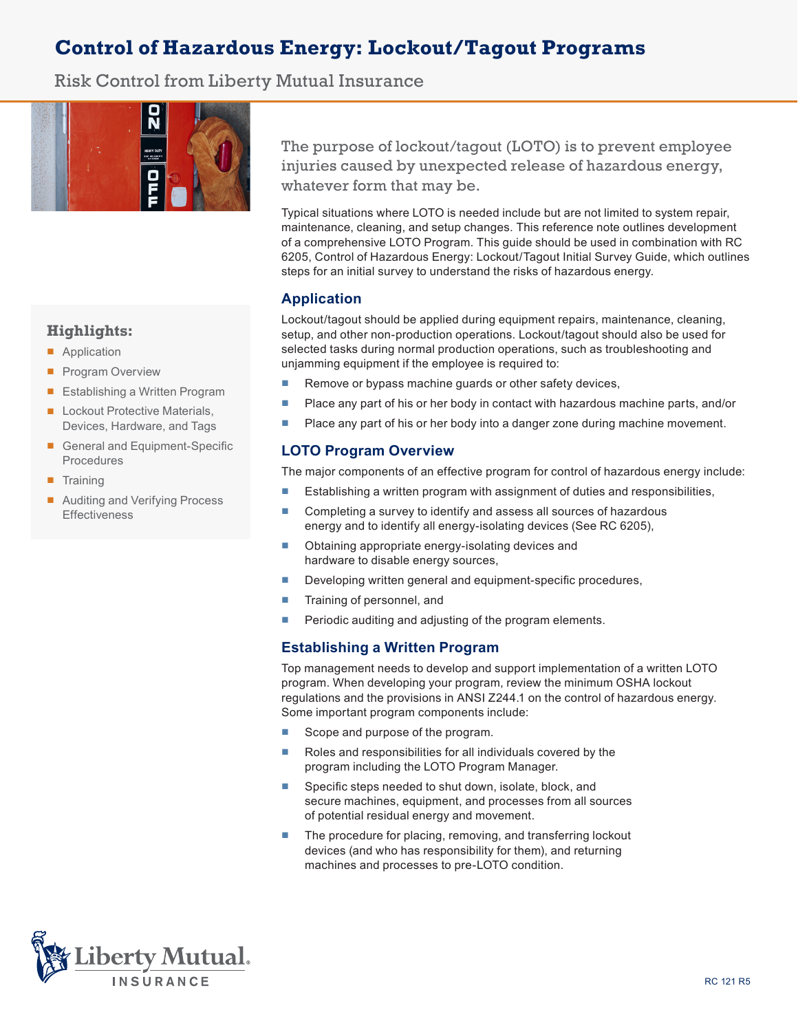# Control of Hazardous Energy: Lockout/Tagout Programs

Risk Control from Liberty Mutual Insurance

The purpose of lockout/tagout (LOTO) is to prevent employee injuries caused by unexpected release of hazardous energy, whatever form that may be.

Typical situations where LOTO is needed include but are not limited to system repair, maintenance, cleaning, and setup changes. This reference note outlines development of a comprehensive LOTO Program. This guide should be used in combination with RC 6205, Control of Hazardous Energy: Lockout/Tagout Initial Survey Guide, which outlines steps for an initial survey to understand the risks of hazardous energy.

**Highlights:**

- Application
- Program Overview
- Establishing a Written Program
- Lockout Protective Materials, Devices, Hardware, and Tags
- General and Equipment-Specific Procedures
- Training
- Auditing and Verifying Process Effectiveness

## Application

Lockout/tagout should be applied during equipment repairs, maintenance, cleaning, setup, and other non-production operations. Lockout/tagout should also be used for selected tasks during normal production operations, such as troubleshooting and unjamming equipment if the employee is required to:

- Remove or bypass machine guards or other safety devices,
- Place any part of his or her body in contact with hazardous machine parts, and/or
- Place any part of his or her body into a danger zone during machine movement.

## LOTO Program Overview

The major components of an effective program for control of hazardous energy include:

- Establishing a written program with assignment of duties and responsibilities,
- Completing a survey to identify and assess all sources of hazardous energy and to identify all energy-isolating devices (See RC 6205),
- Obtaining appropriate energy-isolating devices and hardware to disable energy sources,
- Developing written general and equipment-specific procedures,
- Training of personnel, and
- Periodic auditing and adjusting of the program elements.

## Establishing a Written Program

Top management needs to develop and support implementation of a written LOTO program. When developing your program, review the minimum OSHA lockout regulations and the provisions in ANSI Z244.1 on the control of hazardous energy. Some important program components include:

- Scope and purpose of the program.
- Roles and responsibilities for all individuals covered by the program including the LOTO Program Manager.
- Specific steps needed to shut down, isolate, block, and secure machines, equipment, and processes from all sources of potential residual energy and movement.
- The procedure for placing, removing, and transferring lockout devices (and who has responsibility for them), and returning machines and processes to pre-LOTO condition.

RC 121 R5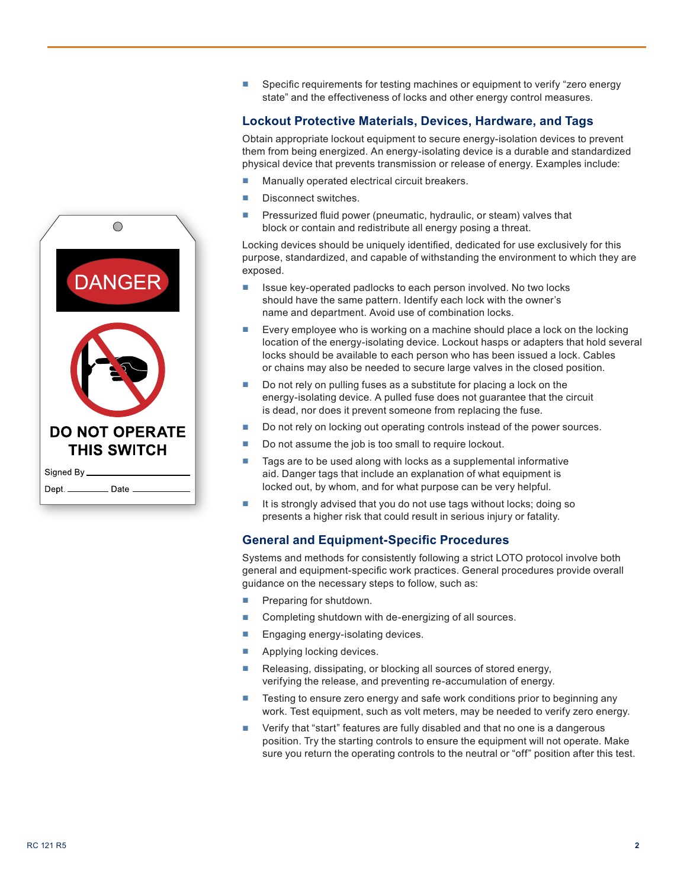- Specific requirements for testing machines or equipment to verify “zero energy state” and the effectiveness of locks and other energy control measures.

## Lockout Protective Materials, Devices, Hardware, and Tags

Obtain appropriate lockout equipment to secure energy-isolation devices to prevent them from being energized. An energy-isolating device is a durable and standardized physical device that prevents transmission or release of energy. Examples include:

- Manually operated electrical circuit breakers.
- Disconnect switches.
- Pressurized fluid power (pneumatic, hydraulic, or steam) valves that block or contain and redistribute all energy posing a threat.

Locking devices should be uniquely identified, dedicated for use exclusively for this purpose, standardized, and capable of withstanding the environment to which they are exposed.

- Issue key-operated padlocks to each person involved. No two locks should have the same pattern. Identify each lock with the owner’s name and department. Avoid use of combination locks.
- Every employee who is working on a machine should place a lock on the locking location of the energy-isolating device. Lockout hasps or adapters that hold several locks should be available to each person who has been issued a lock. Cables or chains may also be needed to secure large valves in the closed position.
- Do not rely on pulling fuses as a substitute for placing a lock on the energy-isolating device. A pulled fuse does not guarantee that the circuit is dead, nor does it prevent someone from replacing the fuse.
- Do not rely on locking out operating controls instead of the power sources.
- Do not assume the job is too small to require lockout.
- Tags are to be used along with locks as a supplemental informative aid. Danger tags that include an explanation of what equipment is locked out, by whom, and for what purpose can be very helpful.
- It is strongly advised that you do not use tags without locks; doing so presents a higher risk that could result in serious injury or fatality.

DANGER

DO NOT OPERATE THIS SWITCH

Signed By ____________

Dept. ________ Date ________

## General and Equipment-Specific Procedures

Systems and methods for consistently following a strict LOTO protocol involve both general and equipment-specific work practices. General procedures provide overall guidance on the necessary steps to follow, such as:

- Preparing for shutdown.
- Completing shutdown with de-energizing of all sources.
- Engaging energy-isolating devices.
- Applying locking devices.
- Releasing, dissipating, or blocking all sources of stored energy, verifying the release, and preventing re-accumulation of energy.
- Testing to ensure zero energy and safe work conditions prior to beginning any work. Test equipment, such as volt meters, may be needed to verify zero energy.
- Verify that “start” features are fully disabled and that no one is a dangerous position. Try the starting controls to ensure the equipment will not operate. Make sure you return the operating controls to the neutral or “off” position after this test.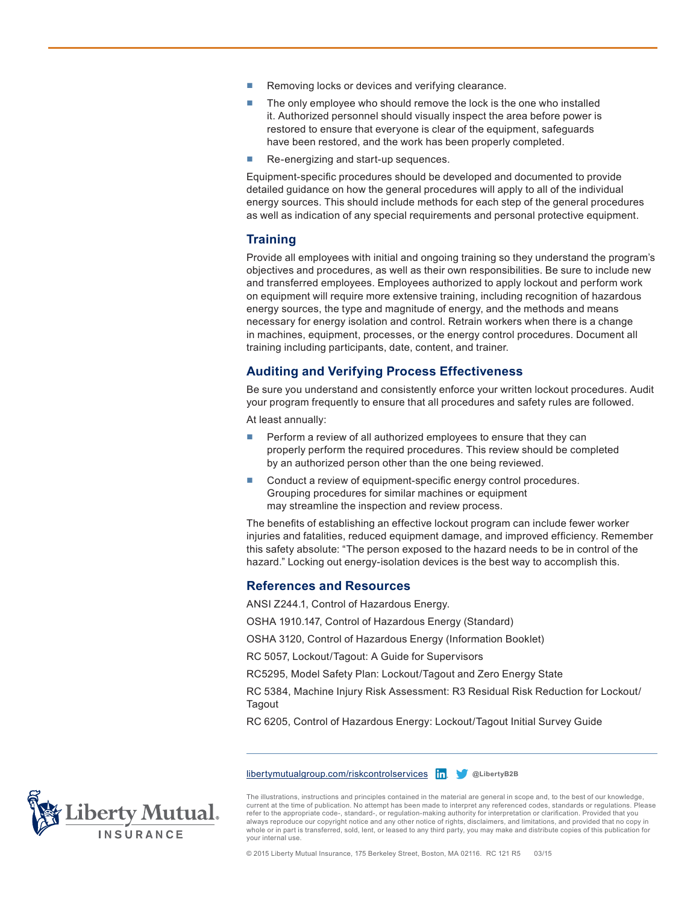- Removing locks or devices and verifying clearance.
- The only employee who should remove the lock is the one who installed it. Authorized personnel should visually inspect the area before power is restored to ensure that everyone is clear of the equipment, safeguards have been restored, and the work has been properly completed.
- Re-energizing and start-up sequences.

Equipment-specific procedures should be developed and documented to provide detailed guidance on how the general procedures will apply to all of the individual energy sources. This should include methods for each step of the general procedures as well as indication of any special requirements and personal protective equipment.

## Training

Provide all employees with initial and ongoing training so they understand the program's objectives and procedures, as well as their own responsibilities. Be sure to include new and transferred employees. Employees authorized to apply lockout and perform work on equipment will require more extensive training, including recognition of hazardous energy sources, the type and magnitude of energy, and the methods and means necessary for energy isolation and control. Retrain workers when there is a change in machines, equipment, processes, or the energy control procedures. Document all training including participants, date, content, and trainer.

## Auditing and Verifying Process Effectiveness

Be sure you understand and consistently enforce your written lockout procedures. Audit your program frequently to ensure that all procedures and safety rules are followed.

At least annually:

- Perform a review of all authorized employees to ensure that they can properly perform the required procedures. This review should be completed by an authorized person other than the one being reviewed.
- Conduct a review of equipment-specific energy control procedures. Grouping procedures for similar machines or equipment may streamline the inspection and review process.

The benefits of establishing an effective lockout program can include fewer worker injuries and fatalities, reduced equipment damage, and improved efficiency. Remember this safety absolute: "The person exposed to the hazard needs to be in control of the hazard." Locking out energy-isolation devices is the best way to accomplish this.

## References and Resources

ANSI Z244.1, Control of Hazardous Energy.

OSHA 1910.147, Control of Hazardous Energy (Standard)

OSHA 3120, Control of Hazardous Energy (Information Booklet)

RC 5057, Lockout/Tagout: A Guide for Supervisors

RC5295, Model Safety Plan: Lockout/Tagout and Zero Energy State

RC 5384, Machine Injury Risk Assessment: R3 Residual Risk Reduction for Lockout/Tagout

RC 6205, Control of Hazardous Energy: Lockout/Tagout Initial Survey Guide

libertymutualgroup.com/riskcontrolservices @LibertyB2B

Liberty Mutual INSURANCE

The illustrations, instructions and principles contained in the material are general in scope and, to the best of our knowledge, current at the time of publication. No attempt has been made to interpret any referenced codes, standards or regulations. Please refer to the appropriate code-, standard-, or regulation-making authority for interpretation or clarification. Provided that you always reproduce our copyright notice and any other notice of rights, disclaimers, and limitations, and provided that no copy in whole or in part is transferred, sold, lent, or leased to any third party, you may make and distribute copies of this publication for your internal use.

© 2015 Liberty Mutual Insurance, 175 Berkeley Street, Boston, MA 02116. RC 121 R5 03/15